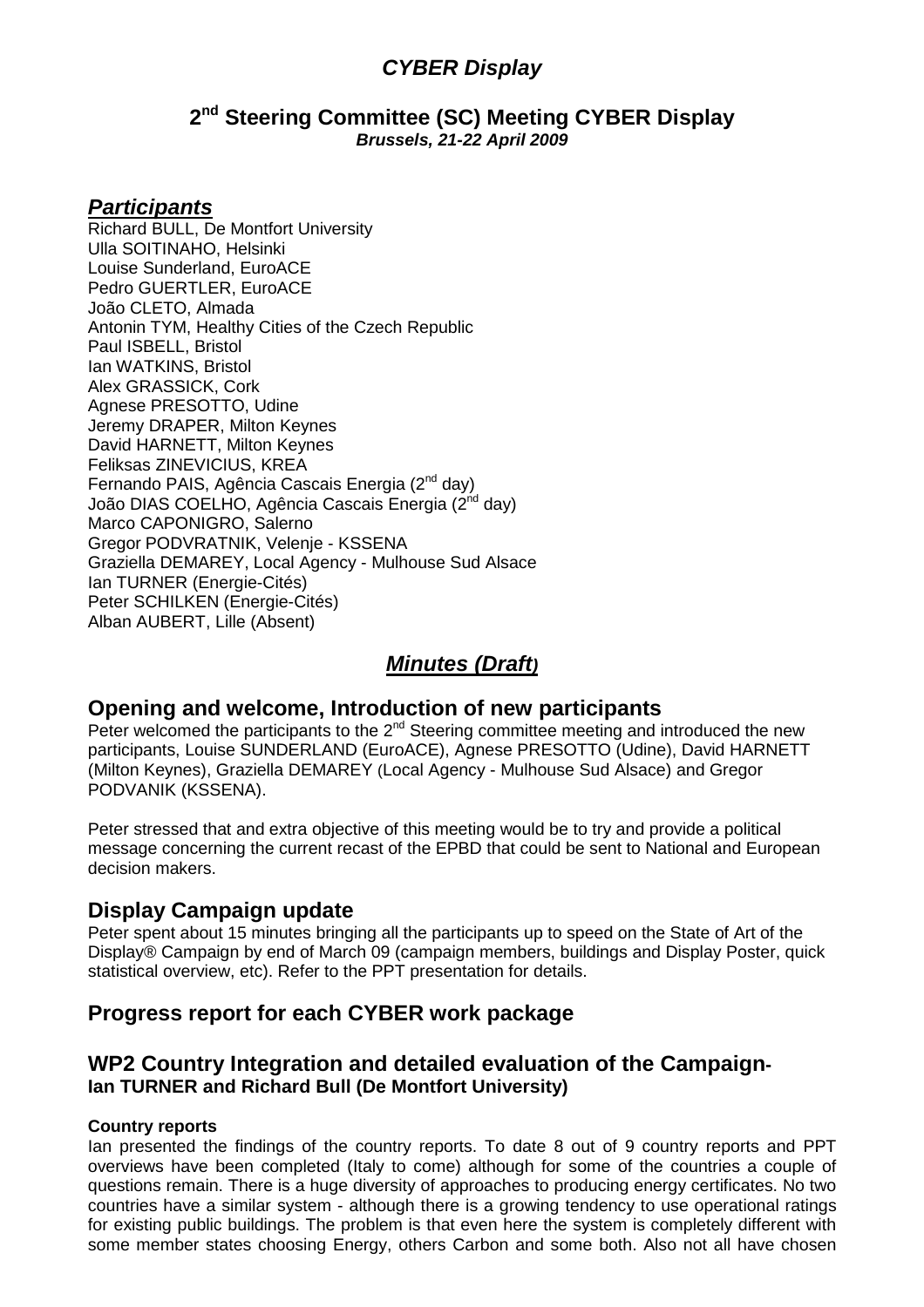# *CYBER Display*

## 2nd Steering Committee (SC) Meeting CYBER Display

***Brussels, 21-22 April 2009***

## ***Participants***

Richard BULL, De Montfort University
Ulla SOITINAHO, Helsinki
Louise Sunderland, EuroACE
Pedro GUERTLER, EuroACE
João CLETO, Almada
Antonin TYM, Healthy Cities of the Czech Republic
Paul ISBELL, Bristol
Ian WATKINS, Bristol
Alex GRASSICK, Cork
Agnese PRESOTTO, Udine
Jeremy DRAPER, Milton Keynes
David HARNETT, Milton Keynes
Feliksas ZINEVICIUS, KREA
Fernando PAIS, Agência Cascais Energia (2nd day)
João DIAS COELHO, Agência Cascais Energia (2nd day)
Marco CAPONIGRO, Salerno
Gregor PODVRATNIK, Velenje - KSSENA
Graziella DEMAREY, Local Agency - Mulhouse Sud Alsace
Ian TURNER (Energie-Cités)
Peter SCHILKEN (Energie-Cités)
Alban AUBERT, Lille (Absent)

## ***Minutes (Draft)***

## Opening and welcome, Introduction of new participants

Peter welcomed the participants to the 2nd Steering committee meeting and introduced the new participants, Louise SUNDERLAND (EuroACE), Agnese PRESOTTO (Udine), David HARNETT (Milton Keynes), Graziella DEMAREY (Local Agency - Mulhouse Sud Alsace) and Gregor PODVANIK (KSSENA).

Peter stressed that and extra objective of this meeting would be to try and provide a political message concerning the current recast of the EPBD that could be sent to National and European decision makers.

## Display Campaign update

Peter spent about 15 minutes bringing all the participants up to speed on the State of Art of the Display® Campaign by end of March 09 (campaign members, buildings and Display Poster, quick statistical overview, etc). Refer to the PPT presentation for details.

## Progress report for each CYBER work package

## WP2 Country Integration and detailed evaluation of the Campaign-
### Ian TURNER and Richard Bull (De Montfort University)

#### Country reports

Ian presented the findings of the country reports. To date 8 out of 9 country reports and PPT overviews have been completed (Italy to come) although for some of the countries a couple of questions remain. There is a huge diversity of approaches to producing energy certificates. No two countries have a similar system - although there is a growing tendency to use operational ratings for existing public buildings. The problem is that even here the system is completely different with some member states choosing Energy, others Carbon and some both. Also not all have chosen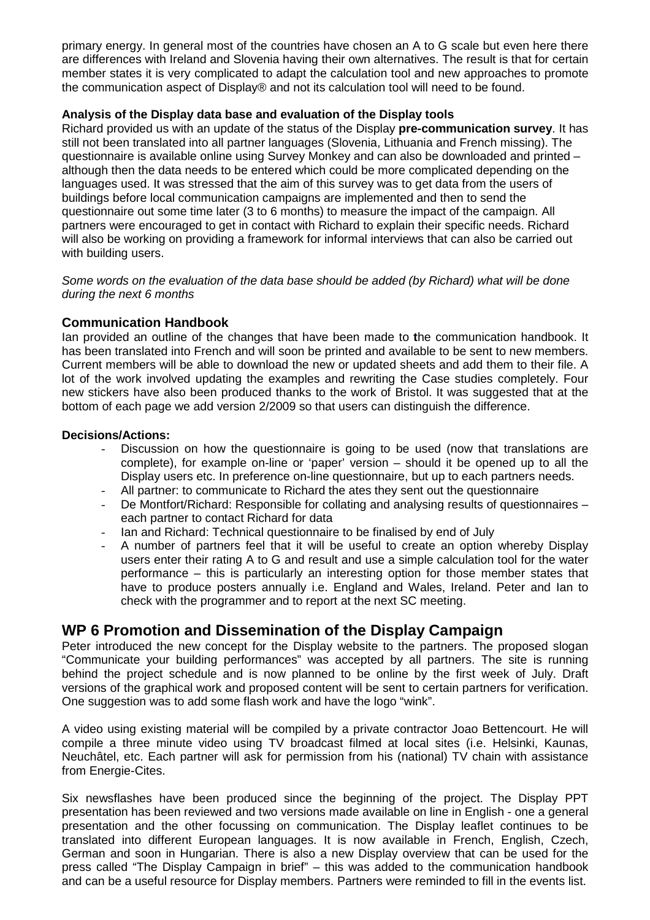primary energy. In general most of the countries have chosen an A to G scale but even here there are differences with Ireland and Slovenia having their own alternatives. The result is that for certain member states it is very complicated to adapt the calculation tool and new approaches to promote the communication aspect of Display® and not its calculation tool will need to be found.

**Analysis of the Display data base and evaluation of the Display tools**

Richard provided us with an update of the status of the Display **pre-communication survey**. It has still not been translated into all partner languages (Slovenia, Lithuania and French missing). The questionnaire is available online using Survey Monkey and can also be downloaded and printed – although then the data needs to be entered which could be more complicated depending on the languages used. It was stressed that the aim of this survey was to get data from the users of buildings before local communication campaigns are implemented and then to send the questionnaire out some time later (3 to 6 months) to measure the impact of the campaign. All partners were encouraged to get in contact with Richard to explain their specific needs. Richard will also be working on providing a framework for informal interviews that can also be carried out with building users.

*Some words on the evaluation of the data base should be added (by Richard) what will be done during the next 6 months*

### Communication Handbook

Ian provided an outline of the changes that have been made to the communication handbook. It has been translated into French and will soon be printed and available to be sent to new members. Current members will be able to download the new or updated sheets and add them to their file. A lot of the work involved updating the examples and rewriting the Case studies completely. Four new stickers have also been produced thanks to the work of Bristol. It was suggested that at the bottom of each page we add version 2/2009 so that users can distinguish the difference.

**Decisions/Actions:**

- Discussion on how the questionnaire is going to be used (now that translations are complete), for example on-line or 'paper' version – should it be opened up to all the Display users etc. In preference on-line questionnaire, but up to each partners needs.
- All partner: to communicate to Richard the ates they sent out the questionnaire
- De Montfort/Richard: Responsible for collating and analysing results of questionnaires – each partner to contact Richard for data
- Ian and Richard: Technical questionnaire to be finalised by end of July
- A number of partners feel that it will be useful to create an option whereby Display users enter their rating A to G and result and use a simple calculation tool for the water performance – this is particularly an interesting option for those member states that have to produce posters annually i.e. England and Wales, Ireland. Peter and Ian to check with the programmer and to report at the next SC meeting.

## WP 6 Promotion and Dissemination of the Display Campaign

Peter introduced the new concept for the Display website to the partners. The proposed slogan "Communicate your building performances" was accepted by all partners. The site is running behind the project schedule and is now planned to be online by the first week of July. Draft versions of the graphical work and proposed content will be sent to certain partners for verification. One suggestion was to add some flash work and have the logo "wink".

A video using existing material will be compiled by a private contractor Joao Bettencourt. He will compile a three minute video using TV broadcast filmed at local sites (i.e. Helsinki, Kaunas, Neuchâtel, etc. Each partner will ask for permission from his (national) TV chain with assistance from Energie-Cites.

Six newsflashes have been produced since the beginning of the project. The Display PPT presentation has been reviewed and two versions made available on line in English - one a general presentation and the other focussing on communication. The Display leaflet continues to be translated into different European languages. It is now available in French, English, Czech, German and soon in Hungarian. There is also a new Display overview that can be used for the press called "The Display Campaign in brief" – this was added to the communication handbook and can be a useful resource for Display members. Partners were reminded to fill in the events list.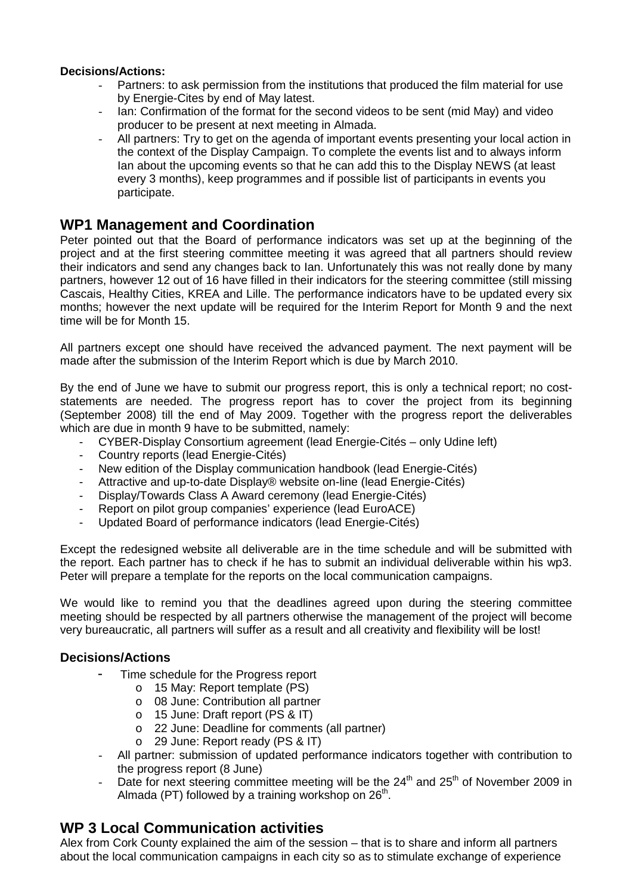**Decisions/Actions:**

- Partners: to ask permission from the institutions that produced the film material for use by Energie-Cites by end of May latest.
- Ian: Confirmation of the format for the second videos to be sent (mid May) and video producer to be present at next meeting in Almada.
- All partners: Try to get on the agenda of important events presenting your local action in the context of the Display Campaign. To complete the events list and to always inform Ian about the upcoming events so that he can add this to the Display NEWS (at least every 3 months), keep programmes and if possible list of participants in events you participate.

## WP1 Management and Coordination

Peter pointed out that the Board of performance indicators was set up at the beginning of the project and at the first steering committee meeting it was agreed that all partners should review their indicators and send any changes back to Ian. Unfortunately this was not really done by many partners, however 12 out of 16 have filled in their indicators for the steering committee (still missing Cascais, Healthy Cities, KREA and Lille. The performance indicators have to be updated every six months; however the next update will be required for the Interim Report for Month 9 and the next time will be for Month 15.

All partners except one should have received the advanced payment. The next payment will be made after the submission of the Interim Report which is due by March 2010.

By the end of June we have to submit our progress report, this is only a technical report; no cost-statements are needed. The progress report has to cover the project from its beginning (September 2008) till the end of May 2009. Together with the progress report the deliverables which are due in month 9 have to be submitted, namely:

- CYBER-Display Consortium agreement (lead Energie-Cités – only Udine left)
- Country reports (lead Energie-Cités)
- New edition of the Display communication handbook (lead Energie-Cités)
- Attractive and up-to-date Display® website on-line (lead Energie-Cités)
- Display/Towards Class A Award ceremony (lead Energie-Cités)
- Report on pilot group companies' experience (lead EuroACE)
- Updated Board of performance indicators (lead Energie-Cités)

Except the redesigned website all deliverable are in the time schedule and will be submitted with the report. Each partner has to check if he has to submit an individual deliverable within his wp3. Peter will prepare a template for the reports on the local communication campaigns.

We would like to remind you that the deadlines agreed upon during the steering committee meeting should be respected by all partners otherwise the management of the project will become very bureaucratic, all partners will suffer as a result and all creativity and flexibility will be lost!

### Decisions/Actions

- Time schedule for the Progress report
  - 15 May: Report template (PS)
  - 08 June: Contribution all partner
  - 15 June: Draft report (PS & IT)
  - 22 June: Deadline for comments (all partner)
  - 29 June: Report ready (PS & IT)
- All partner: submission of updated performance indicators together with contribution to the progress report (8 June)
- Date for next steering committee meeting will be the 24th and 25th of November 2009 in Almada (PT) followed by a training workshop on 26th.

## WP 3 Local Communication activities

Alex from Cork County explained the aim of the session – that is to share and inform all partners about the local communication campaigns in each city so as to stimulate exchange of experience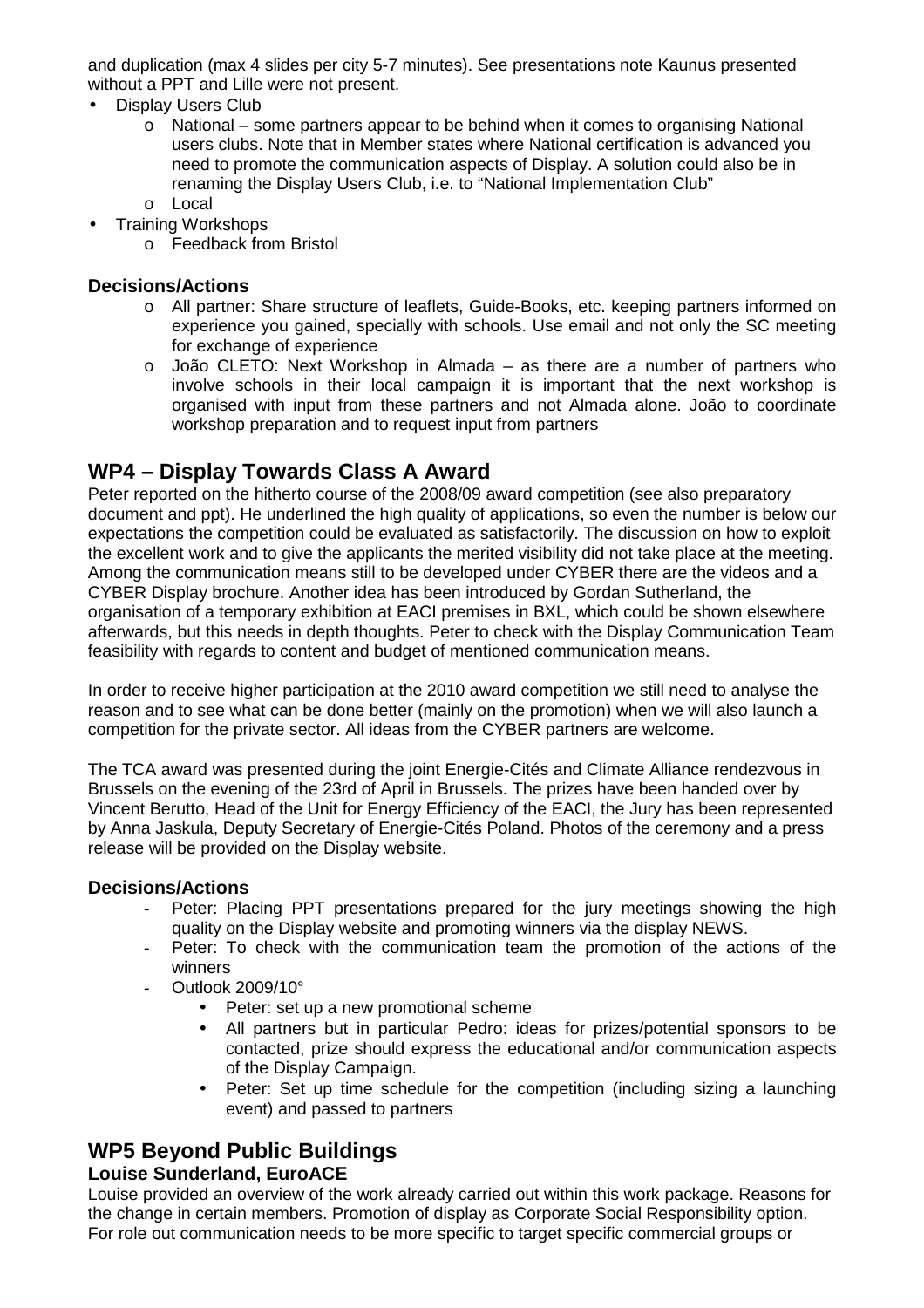and duplication (max 4 slides per city 5-7 minutes). See presentations note Kaunus presented without a PPT and Lille were not present.

- Display Users Club
  - National – some partners appear to be behind when it comes to organising National users clubs. Note that in Member states where National certification is advanced you need to promote the communication aspects of Display. A solution could also be in renaming the Display Users Club, i.e. to "National Implementation Club"
  - Local
- Training Workshops
  - Feedback from Bristol

### Decisions/Actions

- All partner: Share structure of leaflets, Guide-Books, etc. keeping partners informed on experience you gained, specially with schools. Use email and not only the SC meeting for exchange of experience
- João CLETO: Next Workshop in Almada – as there are a number of partners who involve schools in their local campaign it is important that the next workshop is organised with input from these partners and not Almada alone. João to coordinate workshop preparation and to request input from partners

## WP4 – Display Towards Class A Award

Peter reported on the hitherto course of the 2008/09 award competition (see also preparatory document and ppt). He underlined the high quality of applications, so even the number is below our expectations the competition could be evaluated as satisfactorily. The discussion on how to exploit the excellent work and to give the applicants the merited visibility did not take place at the meeting. Among the communication means still to be developed under CYBER there are the videos and a CYBER Display brochure. Another idea has been introduced by Gordan Sutherland, the organisation of a temporary exhibition at EACI premises in BXL, which could be shown elsewhere afterwards, but this needs in depth thoughts. Peter to check with the Display Communication Team feasibility with regards to content and budget of mentioned communication means.

In order to receive higher participation at the 2010 award competition we still need to analyse the reason and to see what can be done better (mainly on the promotion) when we will also launch a competition for the private sector. All ideas from the CYBER partners are welcome.

The TCA award was presented during the joint Energie-Cités and Climate Alliance rendezvous in Brussels on the evening of the 23rd of April in Brussels. The prizes have been handed over by Vincent Berutto, Head of the Unit for Energy Efficiency of the EACI, the Jury has been represented by Anna Jaskula, Deputy Secretary of Energie-Cités Poland. Photos of the ceremony and a press release will be provided on the Display website.

### Decisions/Actions

- Peter: Placing PPT presentations prepared for the jury meetings showing the high quality on the Display website and promoting winners via the display NEWS.
- Peter: To check with the communication team the promotion of the actions of the winners
- Outlook 2009/10°
  - Peter: set up a new promotional scheme
  - All partners but in particular Pedro: ideas for prizes/potential sponsors to be contacted, prize should express the educational and/or communication aspects of the Display Campaign.
  - Peter: Set up time schedule for the competition (including sizing a launching event) and passed to partners

## WP5 Beyond Public Buildings

### Louise Sunderland, EuroACE

Louise provided an overview of the work already carried out within this work package. Reasons for the change in certain members. Promotion of display as Corporate Social Responsibility option. For role out communication needs to be more specific to target specific commercial groups or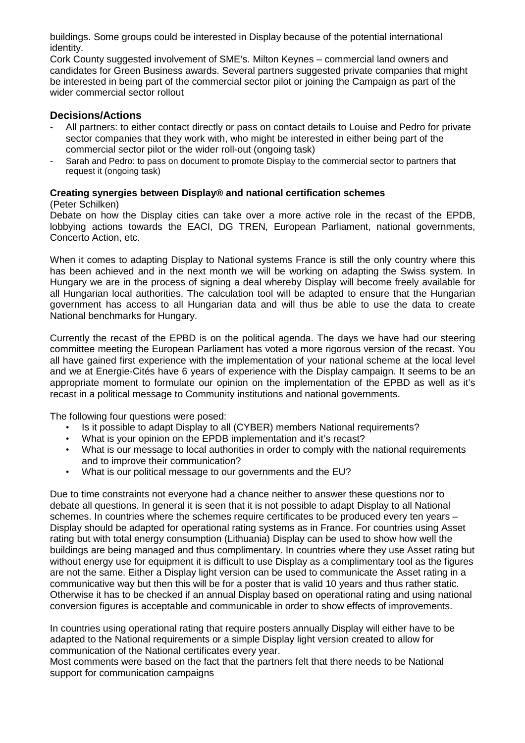buildings. Some groups could be interested in Display because of the potential international identity.
Cork County suggested involvement of SME's. Milton Keynes – commercial land owners and candidates for Green Business awards. Several partners suggested private companies that might be interested in being part of the commercial sector pilot or joining the Campaign as part of the wider commercial sector rollout

## Decisions/Actions

- All partners: to either contact directly or pass on contact details to Louise and Pedro for private sector companies that they work with, who might be interested in either being part of the commercial sector pilot or the wider roll-out (ongoing task)
- Sarah and Pedro: to pass on document to promote Display to the commercial sector to partners that request it (ongoing task)

**Creating synergies between Display® and national certification schemes**
(Peter Schilken)
Debate on how the Display cities can take over a more active role in the recast of the EPDB, lobbying actions towards the EACI, DG TREN, European Parliament, national governments, Concerto Action, etc.

When it comes to adapting Display to National systems France is still the only country where this has been achieved and in the next month we will be working on adapting the Swiss system. In Hungary we are in the process of signing a deal whereby Display will become freely available for all Hungarian local authorities. The calculation tool will be adapted to ensure that the Hungarian government has access to all Hungarian data and will thus be able to use the data to create National benchmarks for Hungary.

Currently the recast of the EPBD is on the political agenda. The days we have had our steering committee meeting the European Parliament has voted a more rigorous version of the recast. You all have gained first experience with the implementation of your national scheme at the local level and we at Energie-Cités have 6 years of experience with the Display campaign. It seems to be an appropriate moment to formulate our opinion on the implementation of the EPBD as well as it's recast in a political message to Community institutions and national governments.

The following four questions were posed:

- Is it possible to adapt Display to all (CYBER) members National requirements?
- What is your opinion on the EPDB implementation and it's recast?
- What is our message to local authorities in order to comply with the national requirements and to improve their communication?
- What is our political message to our governments and the EU?

Due to time constraints not everyone had a chance neither to answer these questions nor to debate all questions. In general it is seen that it is not possible to adapt Display to all National schemes. In countries where the schemes require certificates to be produced every ten years – Display should be adapted for operational rating systems as in France. For countries using Asset rating but with total energy consumption (Lithuania) Display can be used to show how well the buildings are being managed and thus complimentary. In countries where they use Asset rating but without energy use for equipment it is difficult to use Display as a complimentary tool as the figures are not the same. Either a Display light version can be used to communicate the Asset rating in a communicative way but then this will be for a poster that is valid 10 years and thus rather static. Otherwise it has to be checked if an annual Display based on operational rating and using national conversion figures is acceptable and communicable in order to show effects of improvements.

In countries using operational rating that require posters annually Display will either have to be adapted to the National requirements or a simple Display light version created to allow for communication of the National certificates every year.
Most comments were based on the fact that the partners felt that there needs to be National support for communication campaigns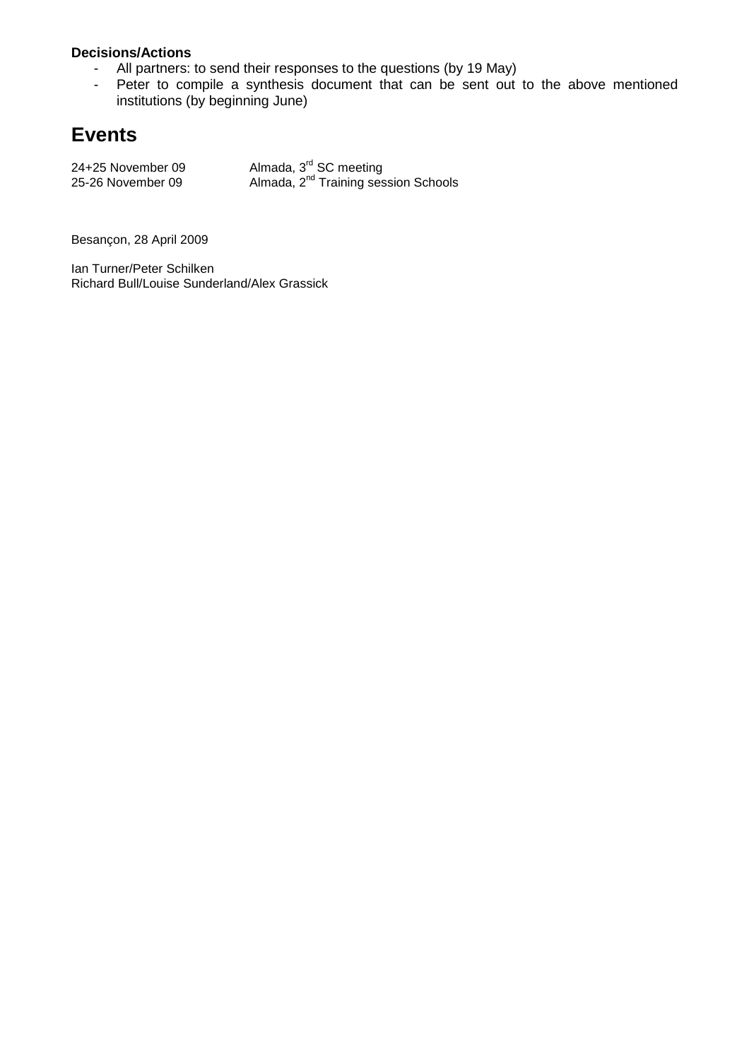**Decisions/Actions**

- All partners: to send their responses to the questions (by 19 May)
- Peter to compile a synthesis document that can be sent out to the above mentioned institutions (by beginning June)

# Events

| | |
|---|---|
| 24+25 November 09 | Almada, 3rd SC meeting |
| 25-26 November 09 | Almada, 2nd Training session Schools |

Besançon, 28 April 2009

Ian Turner/Peter Schilken
Richard Bull/Louise Sunderland/Alex Grassick